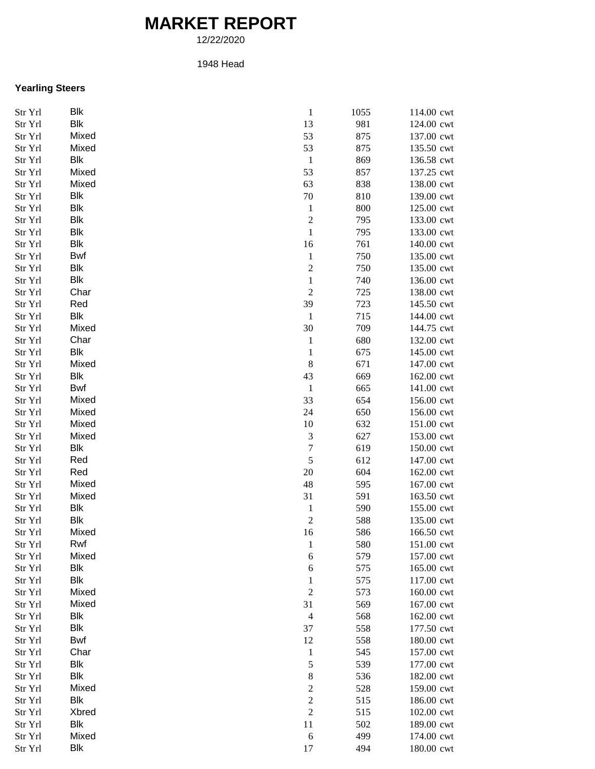# MARKET REPORT

12/22/2020

1948 Head

### Yearling Steers

| | | | | |
|---|---|---|---|---|
| Str Yrl | Blk | 1 | 1055 | 114.00 cwt |
| Str Yrl | Blk | 13 | 981 | 124.00 cwt |
| Str Yrl | Mixed | 53 | 875 | 137.00 cwt |
| Str Yrl | Mixed | 53 | 875 | 135.50 cwt |
| Str Yrl | Blk | 1 | 869 | 136.58 cwt |
| Str Yrl | Mixed | 53 | 857 | 137.25 cwt |
| Str Yrl | Mixed | 63 | 838 | 138.00 cwt |
| Str Yrl | Blk | 70 | 810 | 139.00 cwt |
| Str Yrl | Blk | 1 | 800 | 125.00 cwt |
| Str Yrl | Blk | 2 | 795 | 133.00 cwt |
| Str Yrl | Blk | 1 | 795 | 133.00 cwt |
| Str Yrl | Blk | 16 | 761 | 140.00 cwt |
| Str Yrl | Bwf | 1 | 750 | 135.00 cwt |
| Str Yrl | Blk | 2 | 750 | 135.00 cwt |
| Str Yrl | Blk | 1 | 740 | 136.00 cwt |
| Str Yrl | Char | 2 | 725 | 138.00 cwt |
| Str Yrl | Red | 39 | 723 | 145.50 cwt |
| Str Yrl | Blk | 1 | 715 | 144.00 cwt |
| Str Yrl | Mixed | 30 | 709 | 144.75 cwt |
| Str Yrl | Char | 1 | 680 | 132.00 cwt |
| Str Yrl | Blk | 1 | 675 | 145.00 cwt |
| Str Yrl | Mixed | 8 | 671 | 147.00 cwt |
| Str Yrl | Blk | 43 | 669 | 162.00 cwt |
| Str Yrl | Bwf | 1 | 665 | 141.00 cwt |
| Str Yrl | Mixed | 33 | 654 | 156.00 cwt |
| Str Yrl | Mixed | 24 | 650 | 156.00 cwt |
| Str Yrl | Mixed | 10 | 632 | 151.00 cwt |
| Str Yrl | Mixed | 3 | 627 | 153.00 cwt |
| Str Yrl | Blk | 7 | 619 | 150.00 cwt |
| Str Yrl | Red | 5 | 612 | 147.00 cwt |
| Str Yrl | Red | 20 | 604 | 162.00 cwt |
| Str Yrl | Mixed | 48 | 595 | 167.00 cwt |
| Str Yrl | Mixed | 31 | 591 | 163.50 cwt |
| Str Yrl | Blk | 1 | 590 | 155.00 cwt |
| Str Yrl | Blk | 2 | 588 | 135.00 cwt |
| Str Yrl | Mixed | 16 | 586 | 166.50 cwt |
| Str Yrl | Rwf | 1 | 580 | 151.00 cwt |
| Str Yrl | Mixed | 6 | 579 | 157.00 cwt |
| Str Yrl | Blk | 6 | 575 | 165.00 cwt |
| Str Yrl | Blk | 1 | 575 | 117.00 cwt |
| Str Yrl | Mixed | 2 | 573 | 160.00 cwt |
| Str Yrl | Mixed | 31 | 569 | 167.00 cwt |
| Str Yrl | Blk | 4 | 568 | 162.00 cwt |
| Str Yrl | Blk | 37 | 558 | 177.50 cwt |
| Str Yrl | Bwf | 12 | 558 | 180.00 cwt |
| Str Yrl | Char | 1 | 545 | 157.00 cwt |
| Str Yrl | Blk | 5 | 539 | 177.00 cwt |
| Str Yrl | Blk | 8 | 536 | 182.00 cwt |
| Str Yrl | Mixed | 2 | 528 | 159.00 cwt |
| Str Yrl | Blk | 2 | 515 | 186.00 cwt |
| Str Yrl | Xbred | 2 | 515 | 102.00 cwt |
| Str Yrl | Blk | 11 | 502 | 189.00 cwt |
| Str Yrl | Mixed | 6 | 499 | 174.00 cwt |
| Str Yrl | Blk | 17 | 494 | 180.00 cwt |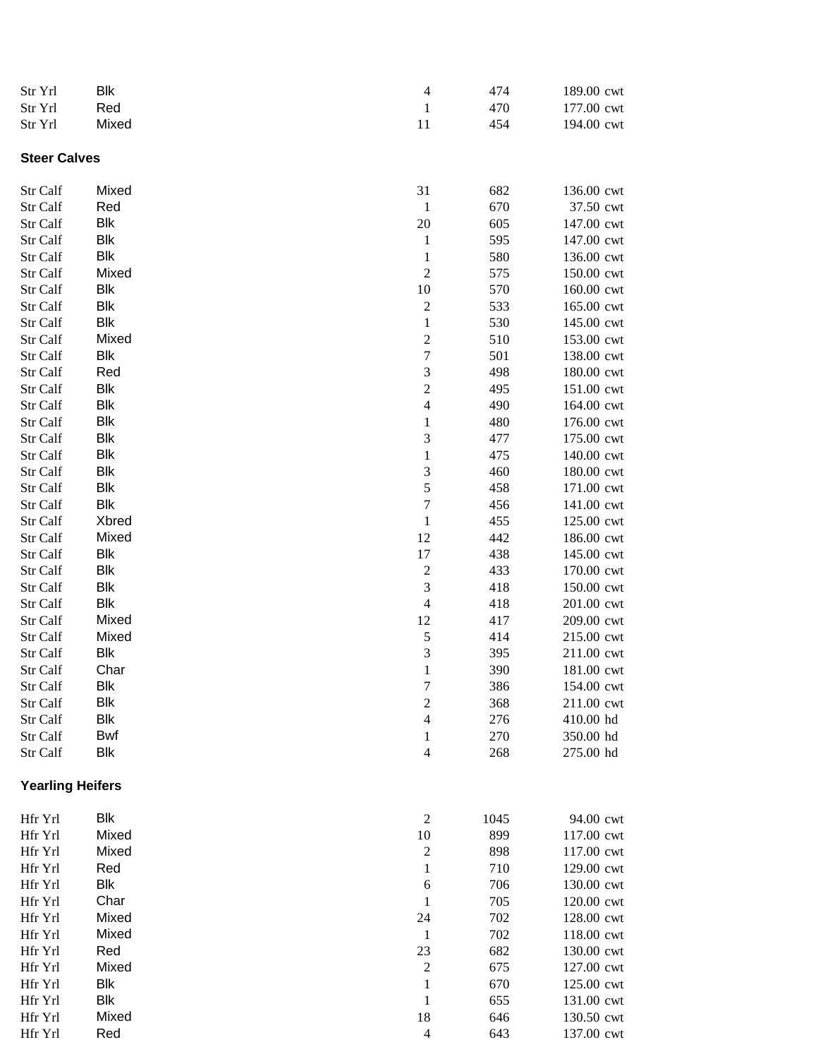| | | | | |
|---|---|---|---|---|
| Str Yrl | Blk | 4 | 474 | 189.00 cwt |
| Str Yrl | Red | 1 | 470 | 177.00 cwt |
| Str Yrl | Mixed | 11 | 454 | 194.00 cwt |

**Steer Calves**

| | | | | |
|---|---|---|---|---|
| Str Calf | Mixed | 31 | 682 | 136.00 cwt |
| Str Calf | Red | 1 | 670 | 37.50 cwt |
| Str Calf | Blk | 20 | 605 | 147.00 cwt |
| Str Calf | Blk | 1 | 595 | 147.00 cwt |
| Str Calf | Blk | 1 | 580 | 136.00 cwt |
| Str Calf | Mixed | 2 | 575 | 150.00 cwt |
| Str Calf | Blk | 10 | 570 | 160.00 cwt |
| Str Calf | Blk | 2 | 533 | 165.00 cwt |
| Str Calf | Blk | 1 | 530 | 145.00 cwt |
| Str Calf | Mixed | 2 | 510 | 153.00 cwt |
| Str Calf | Blk | 7 | 501 | 138.00 cwt |
| Str Calf | Red | 3 | 498 | 180.00 cwt |
| Str Calf | Blk | 2 | 495 | 151.00 cwt |
| Str Calf | Blk | 4 | 490 | 164.00 cwt |
| Str Calf | Blk | 1 | 480 | 176.00 cwt |
| Str Calf | Blk | 3 | 477 | 175.00 cwt |
| Str Calf | Blk | 1 | 475 | 140.00 cwt |
| Str Calf | Blk | 3 | 460 | 180.00 cwt |
| Str Calf | Blk | 5 | 458 | 171.00 cwt |
| Str Calf | Blk | 7 | 456 | 141.00 cwt |
| Str Calf | Xbred | 1 | 455 | 125.00 cwt |
| Str Calf | Mixed | 12 | 442 | 186.00 cwt |
| Str Calf | Blk | 17 | 438 | 145.00 cwt |
| Str Calf | Blk | 2 | 433 | 170.00 cwt |
| Str Calf | Blk | 3 | 418 | 150.00 cwt |
| Str Calf | Blk | 4 | 418 | 201.00 cwt |
| Str Calf | Mixed | 12 | 417 | 209.00 cwt |
| Str Calf | Mixed | 5 | 414 | 215.00 cwt |
| Str Calf | Blk | 3 | 395 | 211.00 cwt |
| Str Calf | Char | 1 | 390 | 181.00 cwt |
| Str Calf | Blk | 7 | 386 | 154.00 cwt |
| Str Calf | Blk | 2 | 368 | 211.00 cwt |
| Str Calf | Blk | 4 | 276 | 410.00 hd |
| Str Calf | Bwf | 1 | 270 | 350.00 hd |
| Str Calf | Blk | 4 | 268 | 275.00 hd |

**Yearling Heifers**

| | | | | |
|---|---|---|---|---|
| Hfr Yrl | Blk | 2 | 1045 | 94.00 cwt |
| Hfr Yrl | Mixed | 10 | 899 | 117.00 cwt |
| Hfr Yrl | Mixed | 2 | 898 | 117.00 cwt |
| Hfr Yrl | Red | 1 | 710 | 129.00 cwt |
| Hfr Yrl | Blk | 6 | 706 | 130.00 cwt |
| Hfr Yrl | Char | 1 | 705 | 120.00 cwt |
| Hfr Yrl | Mixed | 24 | 702 | 128.00 cwt |
| Hfr Yrl | Mixed | 1 | 702 | 118.00 cwt |
| Hfr Yrl | Red | 23 | 682 | 130.00 cwt |
| Hfr Yrl | Mixed | 2 | 675 | 127.00 cwt |
| Hfr Yrl | Blk | 1 | 670 | 125.00 cwt |
| Hfr Yrl | Blk | 1 | 655 | 131.00 cwt |
| Hfr Yrl | Mixed | 18 | 646 | 130.50 cwt |
| Hfr Yrl | Red | 4 | 643 | 137.00 cwt |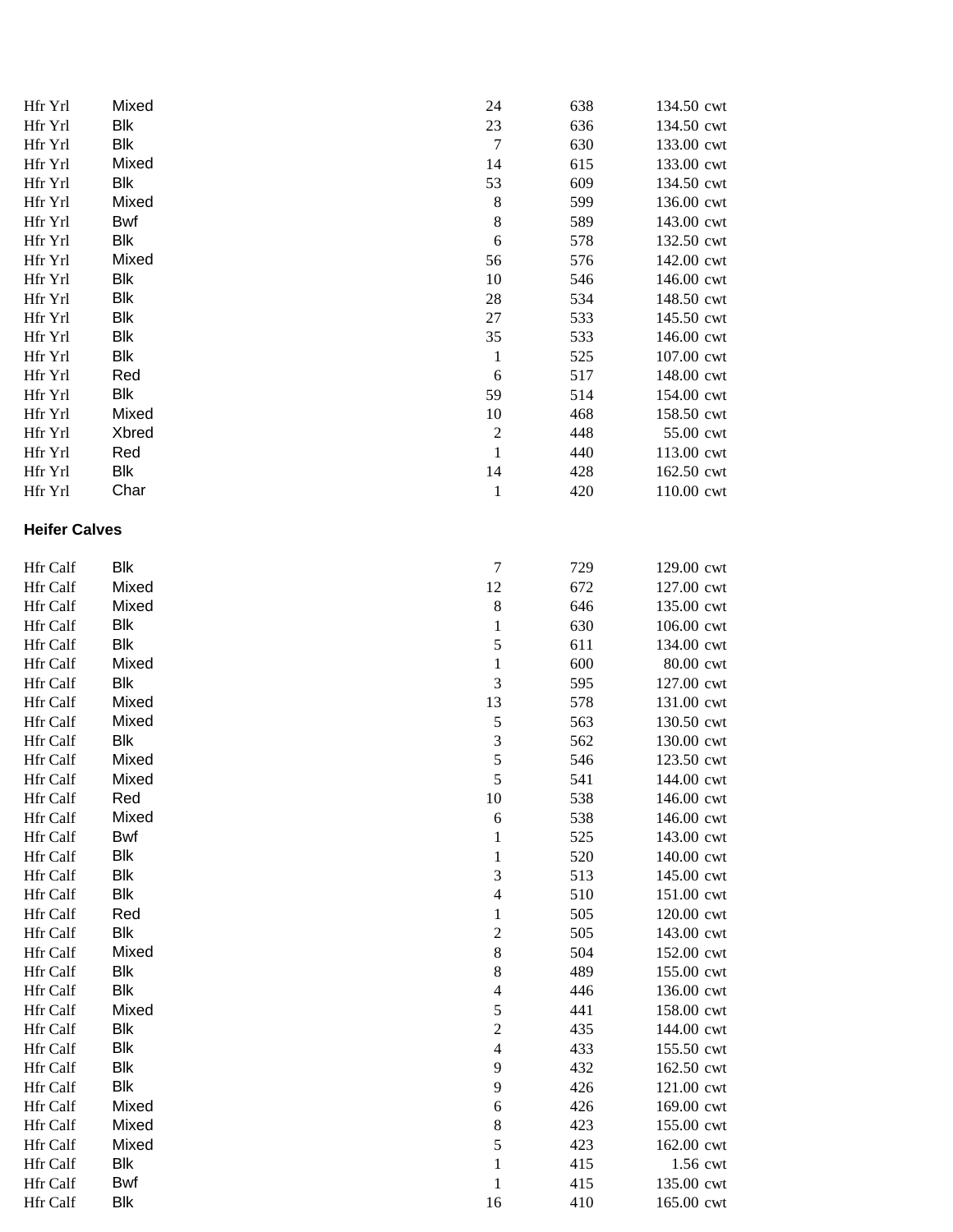| | | | | |
|---|---|---|---|---|
| Hfr Yrl | Mixed | 24 | 638 | 134.50 cwt |
| Hfr Yrl | Blk | 23 | 636 | 134.50 cwt |
| Hfr Yrl | Blk | 7 | 630 | 133.00 cwt |
| Hfr Yrl | Mixed | 14 | 615 | 133.00 cwt |
| Hfr Yrl | Blk | 53 | 609 | 134.50 cwt |
| Hfr Yrl | Mixed | 8 | 599 | 136.00 cwt |
| Hfr Yrl | Bwf | 8 | 589 | 143.00 cwt |
| Hfr Yrl | Blk | 6 | 578 | 132.50 cwt |
| Hfr Yrl | Mixed | 56 | 576 | 142.00 cwt |
| Hfr Yrl | Blk | 10 | 546 | 146.00 cwt |
| Hfr Yrl | Blk | 28 | 534 | 148.50 cwt |
| Hfr Yrl | Blk | 27 | 533 | 145.50 cwt |
| Hfr Yrl | Blk | 35 | 533 | 146.00 cwt |
| Hfr Yrl | Blk | 1 | 525 | 107.00 cwt |
| Hfr Yrl | Red | 6 | 517 | 148.00 cwt |
| Hfr Yrl | Blk | 59 | 514 | 154.00 cwt |
| Hfr Yrl | Mixed | 10 | 468 | 158.50 cwt |
| Hfr Yrl | Xbred | 2 | 448 | 55.00 cwt |
| Hfr Yrl | Red | 1 | 440 | 113.00 cwt |
| Hfr Yrl | Blk | 14 | 428 | 162.50 cwt |
| Hfr Yrl | Char | 1 | 420 | 110.00 cwt |

**Heifer Calves**

| | | | | |
|---|---|---|---|---|
| Hfr Calf | Blk | 7 | 729 | 129.00 cwt |
| Hfr Calf | Mixed | 12 | 672 | 127.00 cwt |
| Hfr Calf | Mixed | 8 | 646 | 135.00 cwt |
| Hfr Calf | Blk | 1 | 630 | 106.00 cwt |
| Hfr Calf | Blk | 5 | 611 | 134.00 cwt |
| Hfr Calf | Mixed | 1 | 600 | 80.00 cwt |
| Hfr Calf | Blk | 3 | 595 | 127.00 cwt |
| Hfr Calf | Mixed | 13 | 578 | 131.00 cwt |
| Hfr Calf | Mixed | 5 | 563 | 130.50 cwt |
| Hfr Calf | Blk | 3 | 562 | 130.00 cwt |
| Hfr Calf | Mixed | 5 | 546 | 123.50 cwt |
| Hfr Calf | Mixed | 5 | 541 | 144.00 cwt |
| Hfr Calf | Red | 10 | 538 | 146.00 cwt |
| Hfr Calf | Mixed | 6 | 538 | 146.00 cwt |
| Hfr Calf | Bwf | 1 | 525 | 143.00 cwt |
| Hfr Calf | Blk | 1 | 520 | 140.00 cwt |
| Hfr Calf | Blk | 3 | 513 | 145.00 cwt |
| Hfr Calf | Blk | 4 | 510 | 151.00 cwt |
| Hfr Calf | Red | 1 | 505 | 120.00 cwt |
| Hfr Calf | Blk | 2 | 505 | 143.00 cwt |
| Hfr Calf | Mixed | 8 | 504 | 152.00 cwt |
| Hfr Calf | Blk | 8 | 489 | 155.00 cwt |
| Hfr Calf | Blk | 4 | 446 | 136.00 cwt |
| Hfr Calf | Mixed | 5 | 441 | 158.00 cwt |
| Hfr Calf | Blk | 2 | 435 | 144.00 cwt |
| Hfr Calf | Blk | 4 | 433 | 155.50 cwt |
| Hfr Calf | Blk | 9 | 432 | 162.50 cwt |
| Hfr Calf | Blk | 9 | 426 | 121.00 cwt |
| Hfr Calf | Mixed | 6 | 426 | 169.00 cwt |
| Hfr Calf | Mixed | 8 | 423 | 155.00 cwt |
| Hfr Calf | Mixed | 5 | 423 | 162.00 cwt |
| Hfr Calf | Blk | 1 | 415 | 1.56 cwt |
| Hfr Calf | Bwf | 1 | 415 | 135.00 cwt |
| Hfr Calf | Blk | 16 | 410 | 165.00 cwt |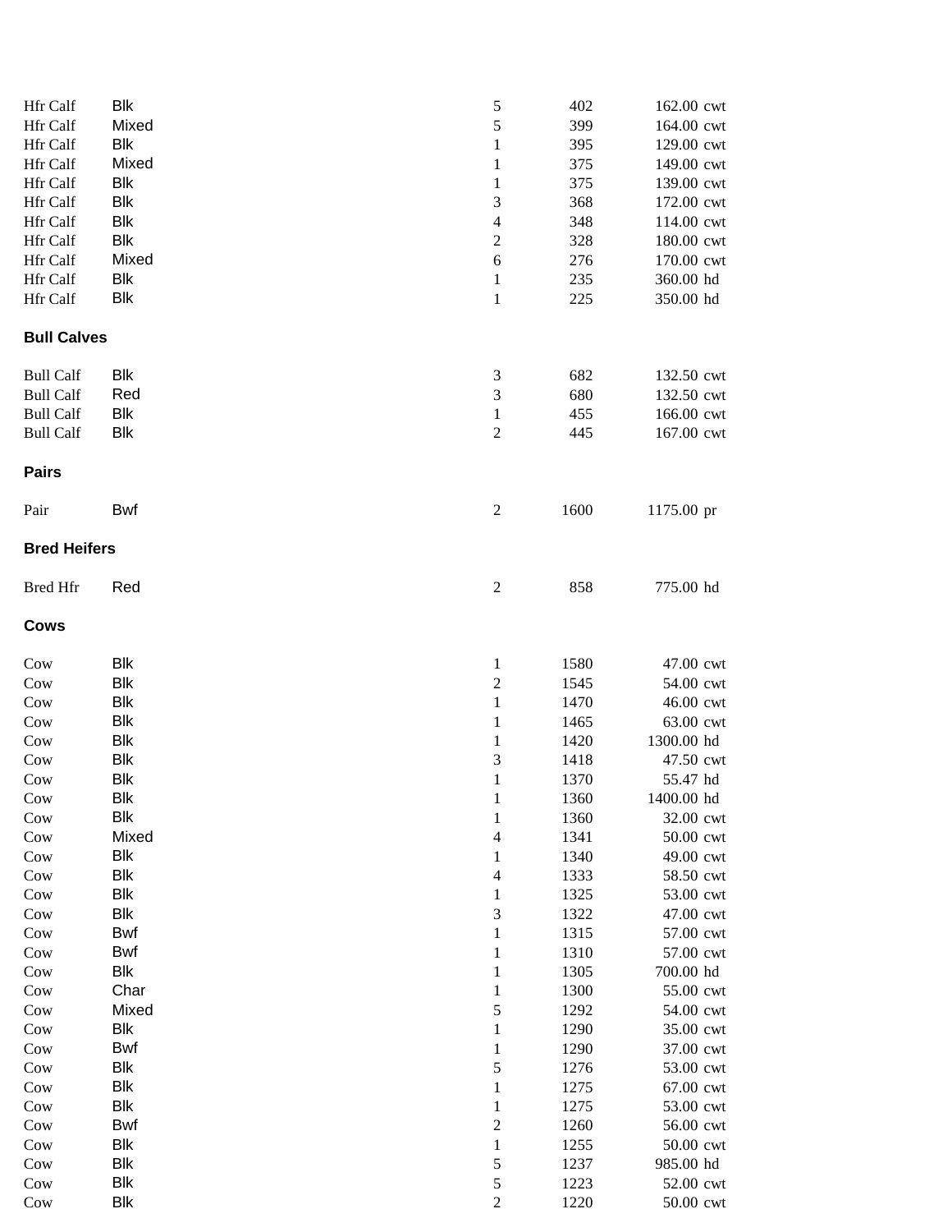| | | | | | |
|---|---|---|---|---|---|
| Hfr Calf | Blk | 5 | 402 | 162.00 | cwt |
| Hfr Calf | Mixed | 5 | 399 | 164.00 | cwt |
| Hfr Calf | Blk | 1 | 395 | 129.00 | cwt |
| Hfr Calf | Mixed | 1 | 375 | 149.00 | cwt |
| Hfr Calf | Blk | 1 | 375 | 139.00 | cwt |
| Hfr Calf | Blk | 3 | 368 | 172.00 | cwt |
| Hfr Calf | Blk | 4 | 348 | 114.00 | cwt |
| Hfr Calf | Blk | 2 | 328 | 180.00 | cwt |
| Hfr Calf | Mixed | 6 | 276 | 170.00 | cwt |
| Hfr Calf | Blk | 1 | 235 | 360.00 | hd |
| Hfr Calf | Blk | 1 | 225 | 350.00 | hd |

**Bull Calves**

| | | | | | |
|---|---|---|---|---|---|
| Bull Calf | Blk | 3 | 682 | 132.50 | cwt |
| Bull Calf | Red | 3 | 680 | 132.50 | cwt |
| Bull Calf | Blk | 1 | 455 | 166.00 | cwt |
| Bull Calf | Blk | 2 | 445 | 167.00 | cwt |

**Pairs**

| | | | | | |
|---|---|---|---|---|---|
| Pair | Bwf | 2 | 1600 | 1175.00 | pr |

**Bred Heifers**

| | | | | | |
|---|---|---|---|---|---|
| Bred Hfr | Red | 2 | 858 | 775.00 | hd |

**Cows**

| | | | | | |
|---|---|---|---|---|---|
| Cow | Blk | 1 | 1580 | 47.00 | cwt |
| Cow | Blk | 2 | 1545 | 54.00 | cwt |
| Cow | Blk | 1 | 1470 | 46.00 | cwt |
| Cow | Blk | 1 | 1465 | 63.00 | cwt |
| Cow | Blk | 1 | 1420 | 1300.00 | hd |
| Cow | Blk | 3 | 1418 | 47.50 | cwt |
| Cow | Blk | 1 | 1370 | 55.47 | hd |
| Cow | Blk | 1 | 1360 | 1400.00 | hd |
| Cow | Blk | 1 | 1360 | 32.00 | cwt |
| Cow | Mixed | 4 | 1341 | 50.00 | cwt |
| Cow | Blk | 1 | 1340 | 49.00 | cwt |
| Cow | Blk | 4 | 1333 | 58.50 | cwt |
| Cow | Blk | 1 | 1325 | 53.00 | cwt |
| Cow | Blk | 3 | 1322 | 47.00 | cwt |
| Cow | Bwf | 1 | 1315 | 57.00 | cwt |
| Cow | Bwf | 1 | 1310 | 57.00 | cwt |
| Cow | Blk | 1 | 1305 | 700.00 | hd |
| Cow | Char | 1 | 1300 | 55.00 | cwt |
| Cow | Mixed | 5 | 1292 | 54.00 | cwt |
| Cow | Blk | 1 | 1290 | 35.00 | cwt |
| Cow | Bwf | 1 | 1290 | 37.00 | cwt |
| Cow | Blk | 5 | 1276 | 53.00 | cwt |
| Cow | Blk | 1 | 1275 | 67.00 | cwt |
| Cow | Blk | 1 | 1275 | 53.00 | cwt |
| Cow | Bwf | 2 | 1260 | 56.00 | cwt |
| Cow | Blk | 1 | 1255 | 50.00 | cwt |
| Cow | Blk | 5 | 1237 | 985.00 | hd |
| Cow | Blk | 5 | 1223 | 52.00 | cwt |
| Cow | Blk | 2 | 1220 | 50.00 | cwt |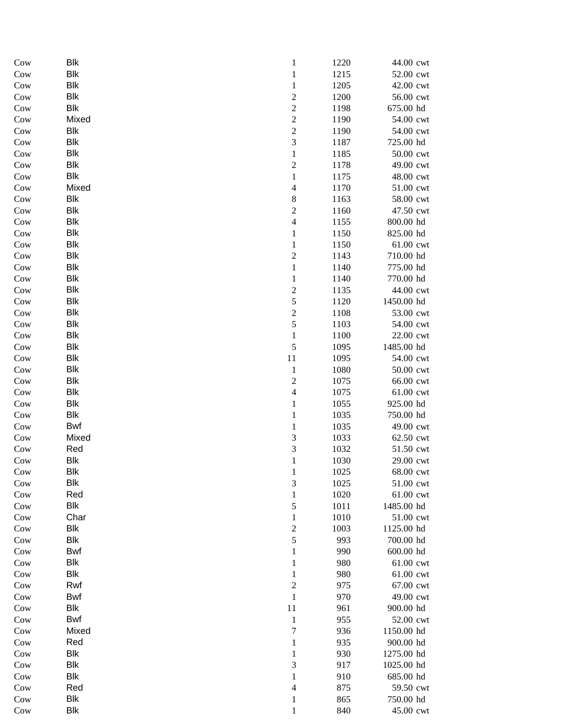| | | | | | |
|---|---|---|---|---|---|
| Cow | Blk | 1 | 1220 | 44.00 | cwt |
| Cow | Blk | 1 | 1215 | 52.00 | cwt |
| Cow | Blk | 1 | 1205 | 42.00 | cwt |
| Cow | Blk | 2 | 1200 | 56.00 | cwt |
| Cow | Blk | 2 | 1198 | 675.00 | hd |
| Cow | Mixed | 2 | 1190 | 54.00 | cwt |
| Cow | Blk | 2 | 1190 | 54.00 | cwt |
| Cow | Blk | 3 | 1187 | 725.00 | hd |
| Cow | Blk | 1 | 1185 | 50.00 | cwt |
| Cow | Blk | 2 | 1178 | 49.00 | cwt |
| Cow | Blk | 1 | 1175 | 48.00 | cwt |
| Cow | Mixed | 4 | 1170 | 51.00 | cwt |
| Cow | Blk | 8 | 1163 | 58.00 | cwt |
| Cow | Blk | 2 | 1160 | 47.50 | cwt |
| Cow | Blk | 4 | 1155 | 800.00 | hd |
| Cow | Blk | 1 | 1150 | 825.00 | hd |
| Cow | Blk | 1 | 1150 | 61.00 | cwt |
| Cow | Blk | 2 | 1143 | 710.00 | hd |
| Cow | Blk | 1 | 1140 | 775.00 | hd |
| Cow | Blk | 1 | 1140 | 770.00 | hd |
| Cow | Blk | 2 | 1135 | 44.00 | cwt |
| Cow | Blk | 5 | 1120 | 1450.00 | hd |
| Cow | Blk | 2 | 1108 | 53.00 | cwt |
| Cow | Blk | 5 | 1103 | 54.00 | cwt |
| Cow | Blk | 1 | 1100 | 22.00 | cwt |
| Cow | Blk | 5 | 1095 | 1485.00 | hd |
| Cow | Blk | 11 | 1095 | 54.00 | cwt |
| Cow | Blk | 1 | 1080 | 50.00 | cwt |
| Cow | Blk | 2 | 1075 | 66.00 | cwt |
| Cow | Blk | 4 | 1075 | 61.00 | cwt |
| Cow | Blk | 1 | 1055 | 925.00 | hd |
| Cow | Blk | 1 | 1035 | 750.00 | hd |
| Cow | Bwf | 1 | 1035 | 49.00 | cwt |
| Cow | Mixed | 3 | 1033 | 62.50 | cwt |
| Cow | Red | 3 | 1032 | 51.50 | cwt |
| Cow | Blk | 1 | 1030 | 29.00 | cwt |
| Cow | Blk | 1 | 1025 | 68.00 | cwt |
| Cow | Blk | 3 | 1025 | 51.00 | cwt |
| Cow | Red | 1 | 1020 | 61.00 | cwt |
| Cow | Blk | 5 | 1011 | 1485.00 | hd |
| Cow | Char | 1 | 1010 | 51.00 | cwt |
| Cow | Blk | 2 | 1003 | 1125.00 | hd |
| Cow | Blk | 5 | 993 | 700.00 | hd |
| Cow | Bwf | 1 | 990 | 600.00 | hd |
| Cow | Blk | 1 | 980 | 61.00 | cwt |
| Cow | Blk | 1 | 980 | 61.00 | cwt |
| Cow | Rwf | 2 | 975 | 67.00 | cwt |
| Cow | Bwf | 1 | 970 | 49.00 | cwt |
| Cow | Blk | 11 | 961 | 900.00 | hd |
| Cow | Bwf | 1 | 955 | 52.00 | cwt |
| Cow | Mixed | 7 | 936 | 1150.00 | hd |
| Cow | Red | 1 | 935 | 900.00 | hd |
| Cow | Blk | 1 | 930 | 1275.00 | hd |
| Cow | Blk | 3 | 917 | 1025.00 | hd |
| Cow | Blk | 1 | 910 | 685.00 | hd |
| Cow | Red | 4 | 875 | 59.50 | cwt |
| Cow | Blk | 1 | 865 | 750.00 | hd |
| Cow | Blk | 1 | 840 | 45.00 | cwt |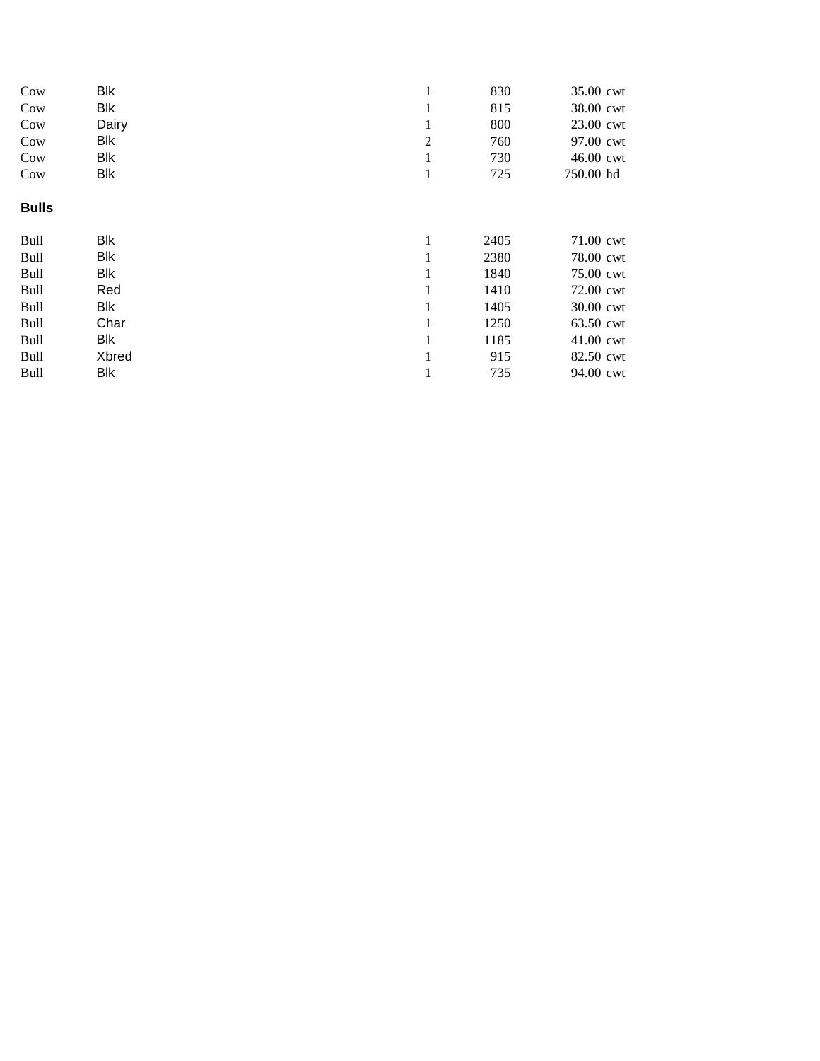| | | | | | |
|---|---|---|---|---|---|
| Cow | Blk | 1 | 830 | 35.00 | cwt |
| Cow | Blk | 1 | 815 | 38.00 | cwt |
| Cow | Dairy | 1 | 800 | 23.00 | cwt |
| Cow | Blk | 2 | 760 | 97.00 | cwt |
| Cow | Blk | 1 | 730 | 46.00 | cwt |
| Cow | Blk | 1 | 725 | 750.00 | hd |

**Bulls**

| | | | | | |
|---|---|---|---|---|---|
| Bull | Blk | 1 | 2405 | 71.00 | cwt |
| Bull | Blk | 1 | 2380 | 78.00 | cwt |
| Bull | Blk | 1 | 1840 | 75.00 | cwt |
| Bull | Red | 1 | 1410 | 72.00 | cwt |
| Bull | Blk | 1 | 1405 | 30.00 | cwt |
| Bull | Char | 1 | 1250 | 63.50 | cwt |
| Bull | Blk | 1 | 1185 | 41.00 | cwt |
| Bull | Xbred | 1 | 915 | 82.50 | cwt |
| Bull | Blk | 1 | 735 | 94.00 | cwt |